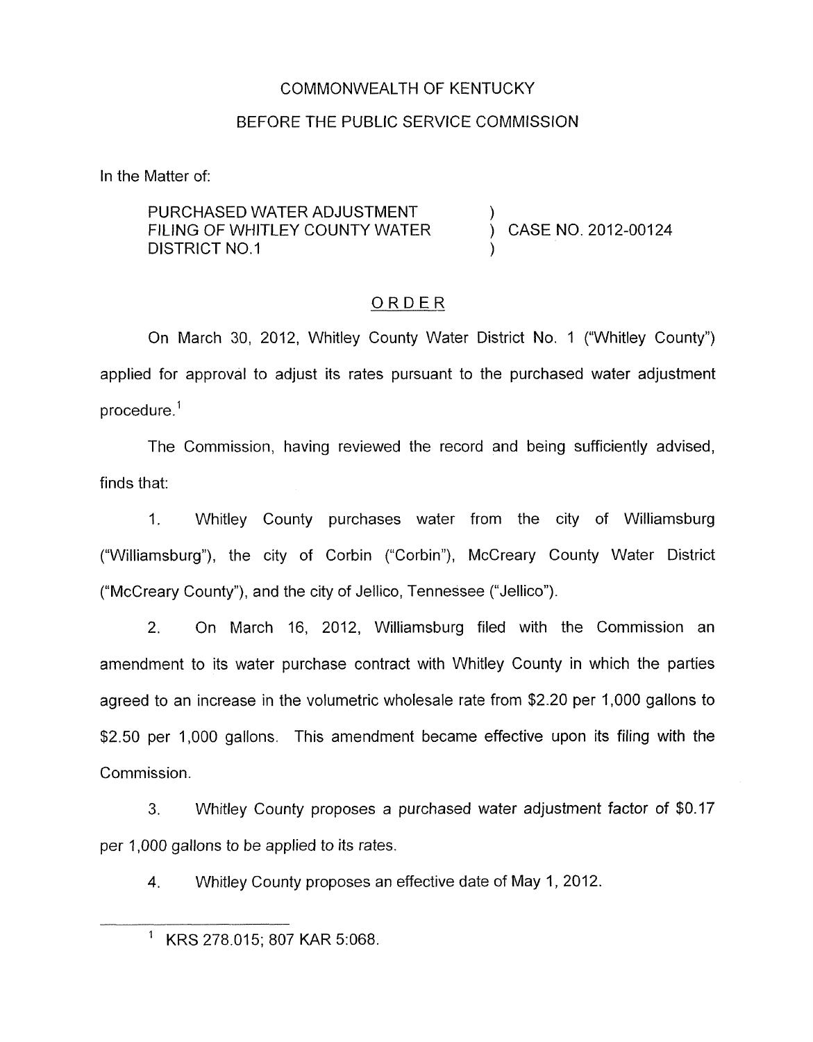COMMONWEALTH OF KENTUCKY

BEFORE THE PUBLIC SERVICE COMMISSION

In the Matter of:

PURCHASED WATER ADJUSTMENT FILING OF WHITLEY COUNTY WATER DISTRICT NO.1 ) CASE NO. 2012-00124

ORDER

On March 30, 2012, Whitley County Water District No. 1 ("Whitley County") applied for approval to adjust its rates pursuant to the purchased water adjustment procedure.[1]

The Commission, having reviewed the record and being sufficiently advised, finds that:

1. Whitley County purchases water from the city of Williamsburg ("Williamsburg"), the city of Corbin ("Corbin"), McCreary County Water District ("McCreary County"), and the city of Jellico, Tennessee ("Jellico").

2. On March 16, 2012, Williamsburg filed with the Commission an amendment to its water purchase contract with Whitley County in which the parties agreed to an increase in the volumetric wholesale rate from $2.20 per 1,000 gallons to $2.50 per 1,000 gallons. This amendment became effective upon its filing with the Commission.

3. Whitley County proposes a purchased water adjustment factor of $0.17 per 1,000 gallons to be applied to its rates.

4. Whitley County proposes an effective date of May 1, 2012.

[1] KRS 278.015; 807 KAR 5:068.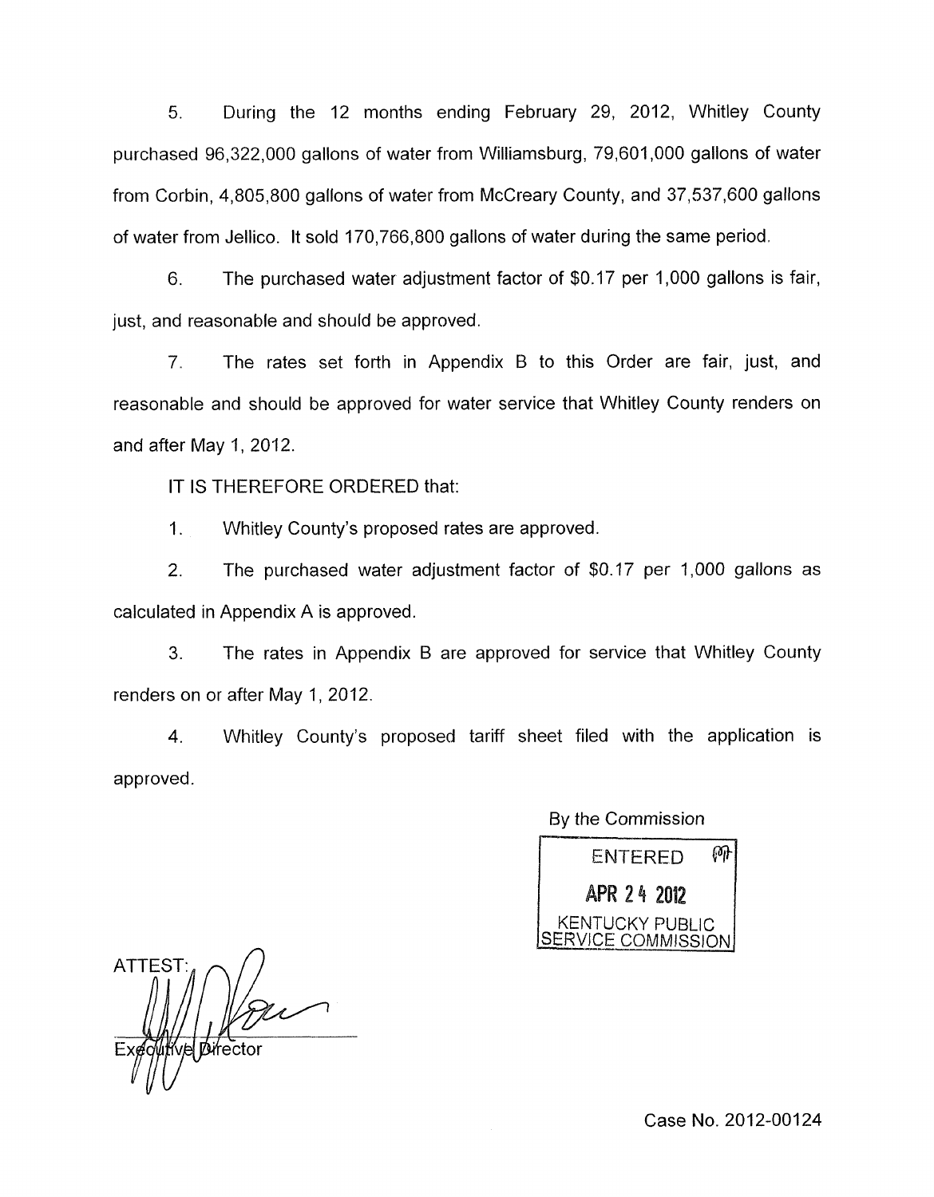5. During the 12 months ending February 29, 2012, Whitley County purchased 96,322,000 gallons of water from Williamsburg, 79,601,000 gallons of water from Corbin, 4,805,800 gallons of water from McCreary County, and 37,537,600 gallons of water from Jellico. It sold 170,766,800 gallons of water during the same period.

6. The purchased water adjustment factor of $0.17 per 1,000 gallons is fair, just, and reasonable and should be approved.

7. The rates set forth in Appendix B to this Order are fair, just, and reasonable and should be approved for water service that Whitley County renders on and after May 1, 2012.

IT IS THEREFORE ORDERED that:

1. Whitley County's proposed rates are approved.

2. The purchased water adjustment factor of $0.17 per 1,000 gallons as calculated in Appendix A is approved.

3. The rates in Appendix B are approved for service that Whitley County renders on or after May 1, 2012.

4. Whitley County's proposed tariff sheet filed with the application is approved.

By the Commission

ENTERED
APR 24 2012
KENTUCKY PUBLIC SERVICE COMMISSION

ATTEST:

Executive Director

Case No. 2012-00124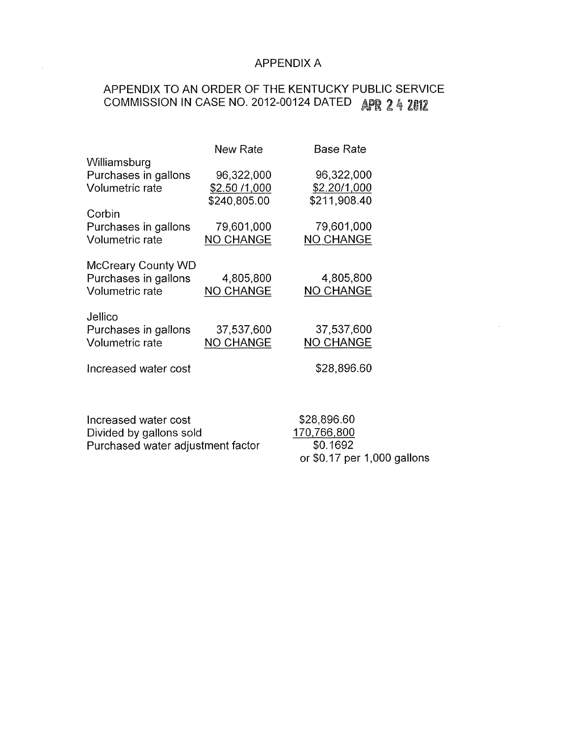# APPENDIX A

## APPENDIX TO AN ORDER OF THE KENTUCKY PUBLIC SERVICE COMMISSION IN CASE NO. 2012-00124 DATED APR 24 2012

| | New Rate | Base Rate |
|---|---|---|
| Williamsburg | | |
| Purchases in gallons | 96,322,000 | 96,322,000 |
| Volumetric rate | $2.50 /1,000 | $2.20/1,000 |
| | $240,805.00 | $211,908.40 |
| Corbin | | |
| Purchases in gallons | 79,601,000 | 79,601,000 |
| Volumetric rate | NO CHANGE | NO CHANGE |
| McCreary County WD | | |
| Purchases in gallons | 4,805,800 | 4,805,800 |
| Volumetric rate | NO CHANGE | NO CHANGE |
| Jellico | | |
| Purchases in gallons | 37,537,600 | 37,537,600 |
| Volumetric rate | NO CHANGE | NO CHANGE |
| Increased water cost | | $28,896.60 |

| | |
|---|---|
| Increased water cost | $28,896.60 |
| Divided by gallons sold | 170,766,800 |
| Purchased water adjustment factor | $0.1692 |
| | or $0.17 per 1,000 gallons |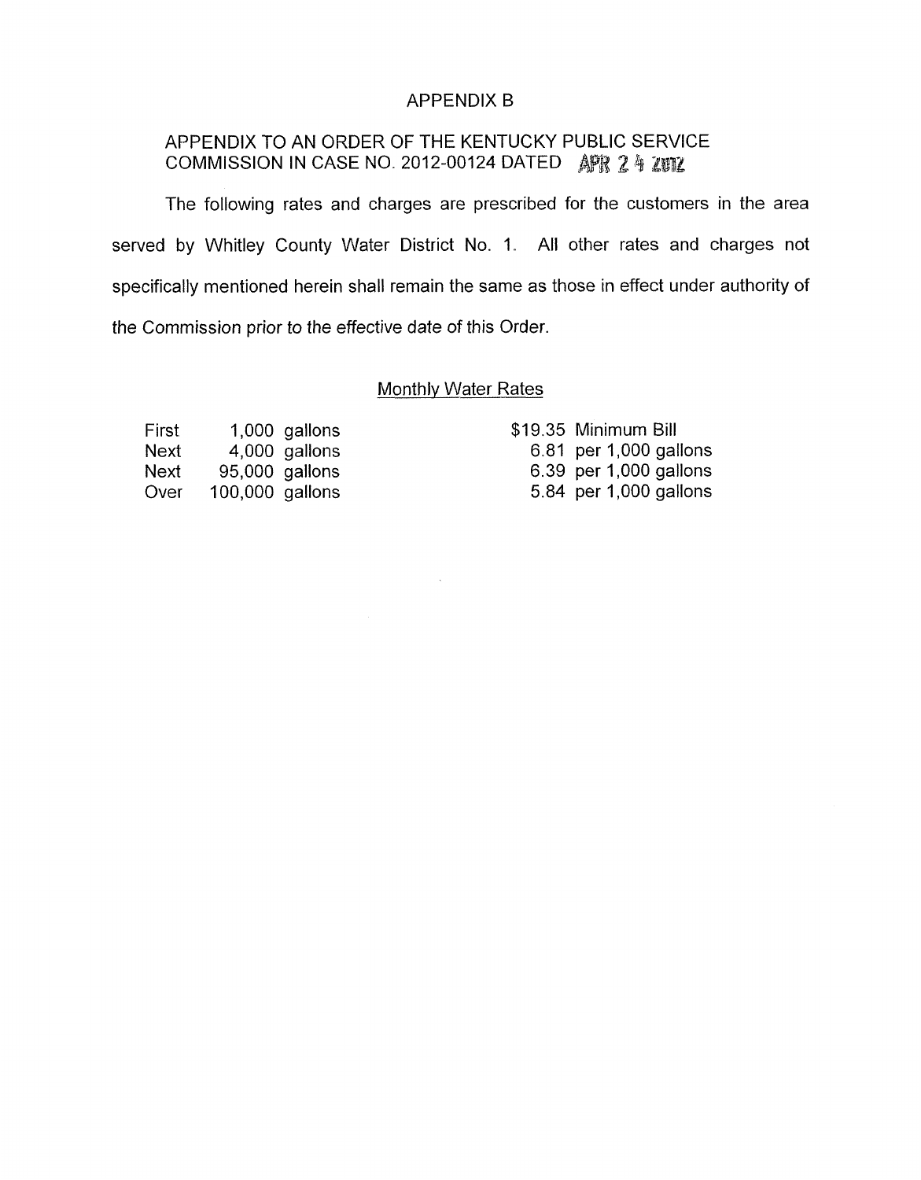# APPENDIX B

## APPENDIX TO AN ORDER OF THE KENTUCKY PUBLIC SERVICE COMMISSION IN CASE NO. 2012-00124 DATED APR 24 2012

The following rates and charges are prescribed for the customers in the area served by Whitley County Water District No. 1. All other rates and charges not specifically mentioned herein shall remain the same as those in effect under authority of the Commission prior to the effective date of this Order.

### Monthly Water Rates

| | | |
|---|---|---|
| First | 1,000 gallons | $19.35 Minimum Bill |
| Next | 4,000 gallons | 6.81 per 1,000 gallons |
| Next | 95,000 gallons | 6.39 per 1,000 gallons |
| Over | 100,000 gallons | 5.84 per 1,000 gallons |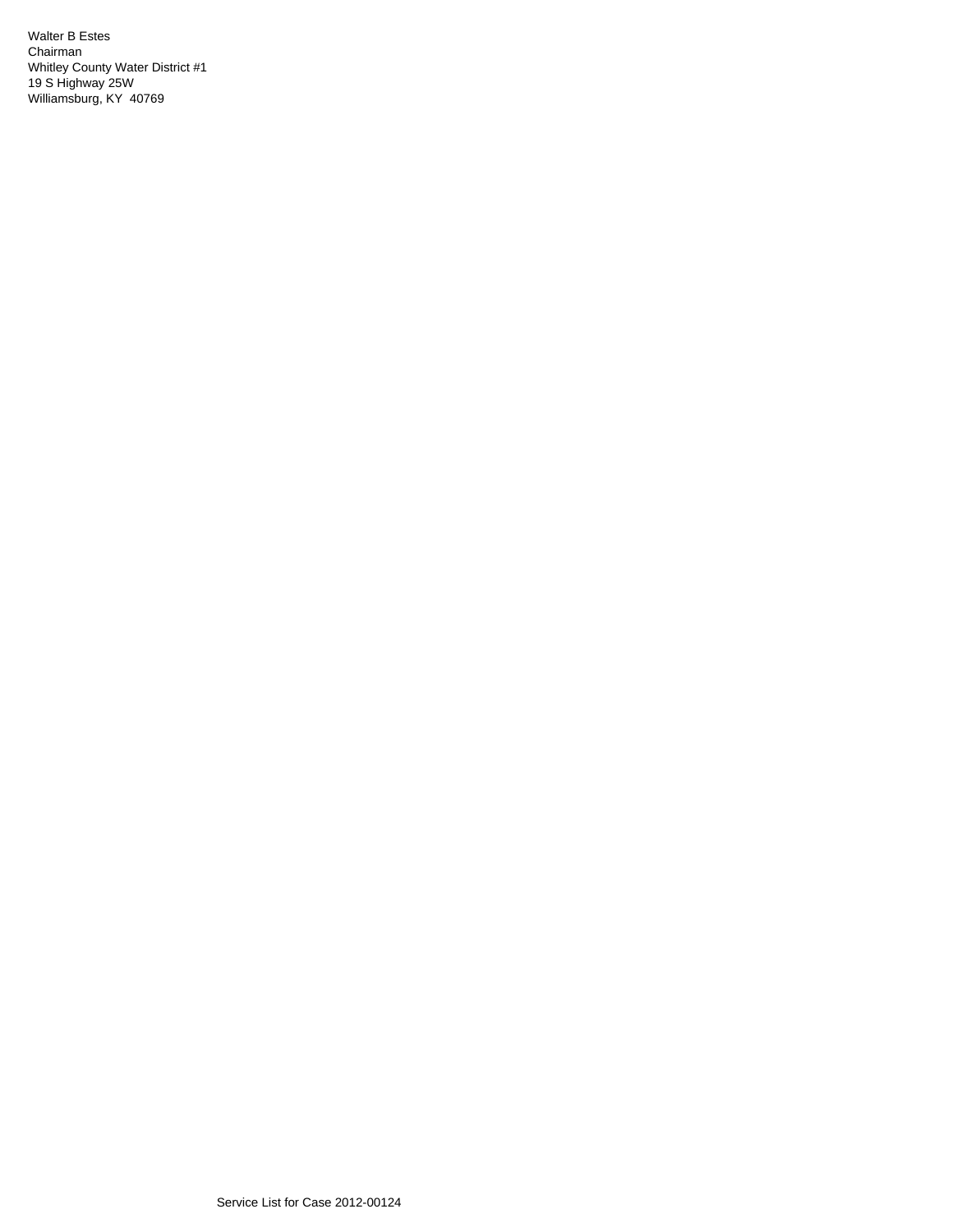Walter B Estes
Chairman
Whitley County Water District #1
19 S Highway 25W
Williamsburg, KY 40769